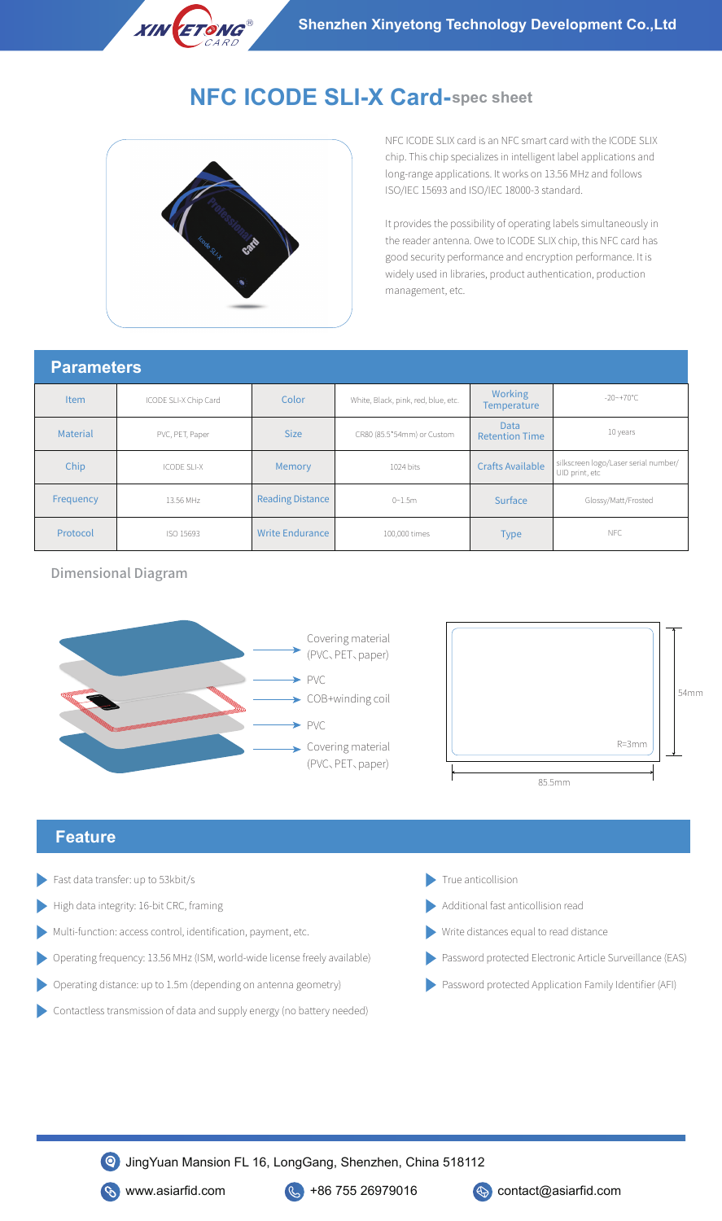# NFC ICODE SLI-X Card-spec sheet

NFC ICODE SLIX card is an NFC smart card with the ICODE SLIX chip. This chip specializes in intelligent label applications and long-range applications. It works on 13.56 MHz and follows ISO/IEC 15693 and ISO/IEC 18000-3 standard.

It provides the possibility of operating labels simultaneously in the reader antenna. Owe to ICODE SLIX chip, this NFC card has good security performance and encryption performance. It is widely used in libraries, product authentication, production management, etc.

## Parameters

| Item | ICODE SLI-X Chip Card | Color | White, Black, pink, red, blue, etc. | Working Temperature | -20~+70°C |
|---|---|---|---|---|---|
| Material | PVC, PET, Paper | Size | CR80 (85.5*54mm) or Custom | Data Retention Time | 10 years |
| Chip | ICODE SLI-X | Memory | 1024 bits | Crafts Available | silkscreen logo/Laser serial number/ UID print, etc |
| Frequency | 13.56 MHz | Reading Distance | 0~1.5m | Surface | Glossy/Matt/Frosted |
| Protocol | ISO 15693 | Write Endurance | 100,000 times | Type | NFC |

### Dimensional Diagram

- Covering material (PVC、PET、paper)
- PVC
- COB+winding coil
- PVC
- Covering material (PVC、PET、paper)

54mm × 85.5mm, R=3mm

## Feature

- Fast data transfer: up to 53kbit/s
- High data integrity: 16-bit CRC, framing
- Multi-function: access control, identification, payment, etc.
- Operating frequency: 13.56 MHz (ISM, world-wide license freely available)
- Operating distance: up to 1.5m (depending on antenna geometry)
- Contactless transmission of data and supply energy (no battery needed)
- True anticollision
- Additional fast anticollision read
- Write distances equal to read distance
- Password protected Electronic Article Surveillance (EAS)
- Password protected Application Family Identifier (AFI)

JingYuan Mansion FL 16, LongGang, Shenzhen, China 518112

www.asiarfid.com | +86 755 26979016 | contact@asiarfid.com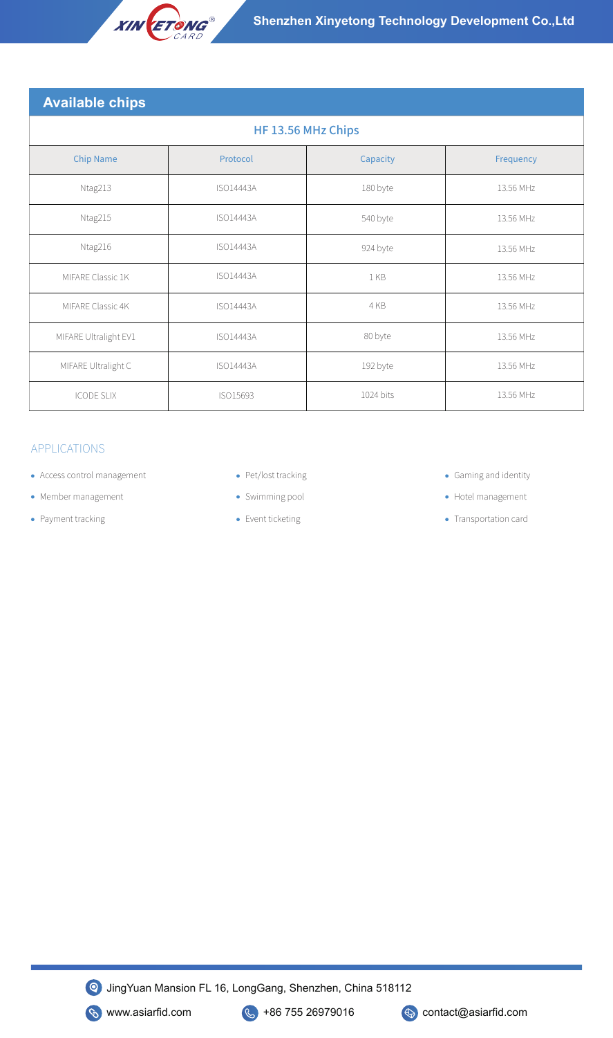## Available chips

### HF 13.56 MHz Chips

| Chip Name | Protocol | Capacity | Frequency |
|---|---|---|---|
| Ntag213 | ISO14443A | 180 byte | 13.56 MHz |
| Ntag215 | ISO14443A | 540 byte | 13.56 MHz |
| Ntag216 | ISO14443A | 924 byte | 13.56 MHz |
| MIFARE Classic 1K | ISO14443A | 1 KB | 13.56 MHz |
| MIFARE Classic 4K | ISO14443A | 4 KB | 13.56 MHz |
| MIFARE Ultralight EV1 | ISO14443A | 80 byte | 13.56 MHz |
| MIFARE Ultralight C | ISO14443A | 192 byte | 13.56 MHz |
| ICODE SLIX | ISO15693 | 1024 bits | 13.56 MHz |

### APPLICATIONS

- Access control management
- Member management
- Payment tracking
- Pet/lost tracking
- Swimming pool
- Event ticketing
- Gaming and identity
- Hotel management
- Transportation card

JingYuan Mansion FL 16, LongGang, Shenzhen, China 518112

www.asiarfid.com

+86 755 26979016

contact@asiarfid.com